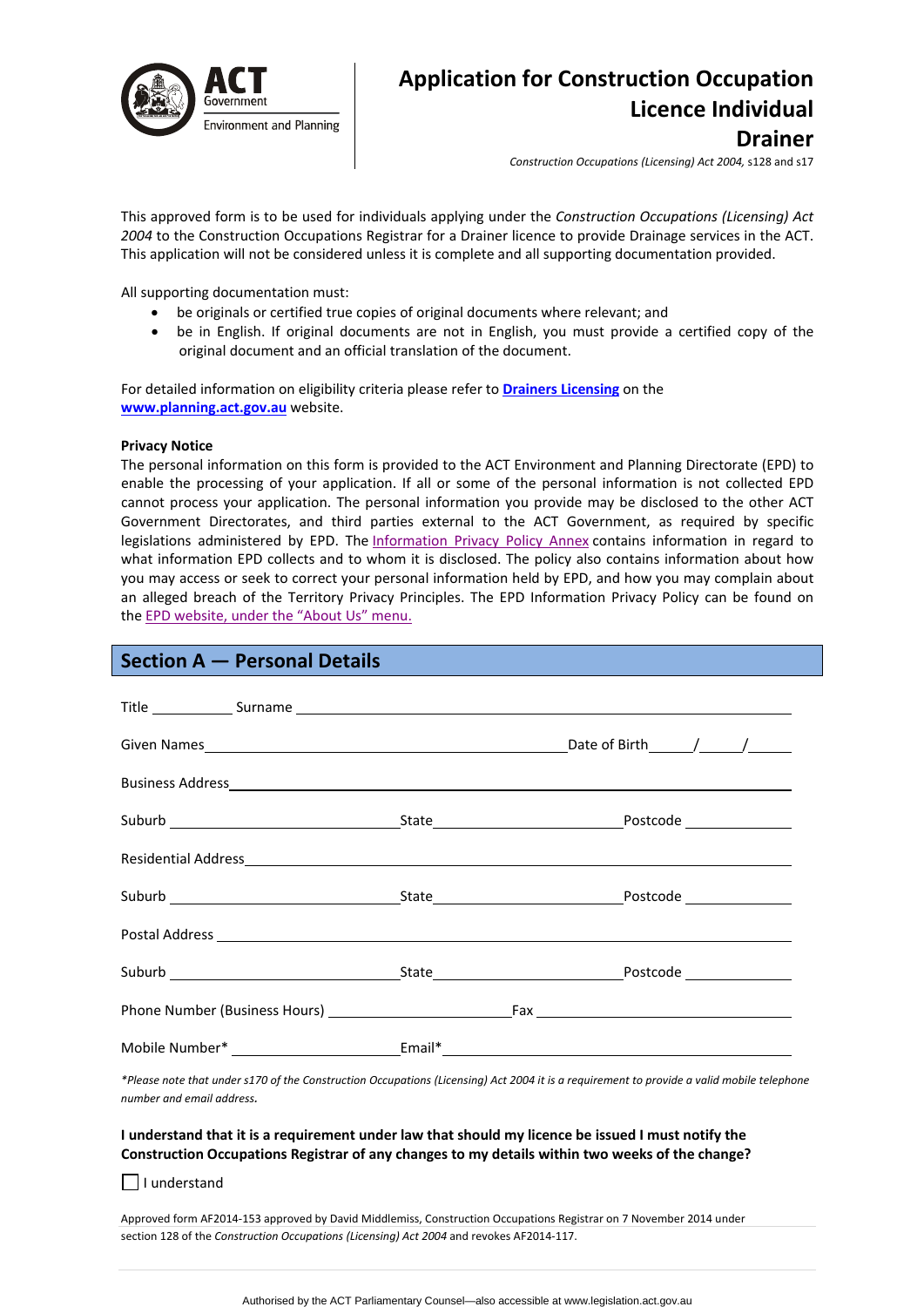ACT Government
Environment and Planning

# Application for Construction Occupation Licence Individual Drainer

*Construction Occupations (Licensing) Act 2004,* s128 and s17

This approved form is to be used for individuals applying under the *Construction Occupations (Licensing) Act 2004* to the Construction Occupations Registrar for a Drainer licence to provide Drainage services in the ACT. This application will not be considered unless it is complete and all supporting documentation provided.

All supporting documentation must:

- be originals or certified true copies of original documents where relevant; and
- be in English. If original documents are not in English, you must provide a certified copy of the original document and an official translation of the document.

For detailed information on eligibility criteria please refer to **Drainers Licensing** on the **www.planning.act.gov.au** website.

**Privacy Notice**

The personal information on this form is provided to the ACT Environment and Planning Directorate (EPD) to enable the processing of your application. If all or some of the personal information is not collected EPD cannot process your application. The personal information you provide may be disclosed to the other ACT Government Directorates, and third parties external to the ACT Government, as required by specific legislations administered by EPD. The Information Privacy Policy Annex contains information in regard to what information EPD collects and to whom it is disclosed. The policy also contains information about how you may access or seek to correct your personal information held by EPD, and how you may complain about an alleged breach of the Territory Privacy Principles. The EPD Information Privacy Policy can be found on the EPD website, under the "About Us" menu.

## Section A — Personal Details

Title __________ Surname ______________________________________________

Given Names ______________________________________ Date of Birth ____/____/____

Business Address ______________________________________________________

Suburb ________________________ State ____________________ Postcode __________

Residential Address ____________________________________________________

Suburb ________________________ State ____________________ Postcode __________

Postal Address _______________________________________________________

Suburb ________________________ State ____________________ Postcode __________

Phone Number (Business Hours) ____________________ Fax ____________________________

Mobile Number* ____________________ Email* ______________________________________

*\*Please note that under s170 of the Construction Occupations (Licensing) Act 2004 it is a requirement to provide a valid mobile telephone number and email address.*

**I understand that it is a requirement under law that should my licence be issued I must notify the Construction Occupations Registrar of any changes to my details within two weeks of the change?**

☐ I understand

Approved form AF2014-153 approved by David Middlemiss, Construction Occupations Registrar on 7 November 2014 under section 128 of the *Construction Occupations (Licensing) Act 2004* and revokes AF2014-117.

Authorised by the ACT Parliamentary Counsel—also accessible at www.legislation.act.gov.au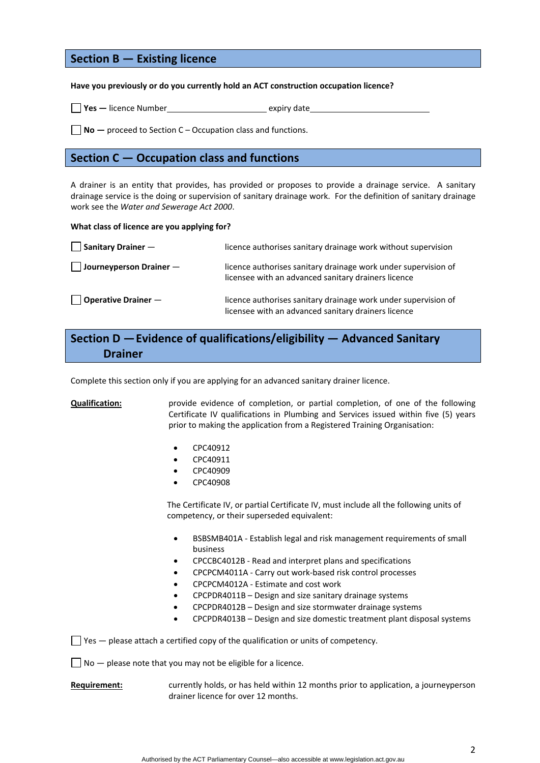## Section B — Existing licence

**Have you previously or do you currently hold an ACT construction occupation licence?**

☐ **Yes —** licence Number______________________ expiry date___________________________

☐ **No —** proceed to Section C – Occupation class and functions.

## Section C — Occupation class and functions

A drainer is an entity that provides, has provided or proposes to provide a drainage service. A sanitary drainage service is the doing or supervision of sanitary drainage work. For the definition of sanitary drainage work see the *Water and Sewerage Act 2000*.

**What class of licence are you applying for?**

| | |
|---|---|
| ☐ **Sanitary Drainer —** | licence authorises sanitary drainage work without supervision |
| ☐ **Journeyperson Drainer —** | licence authorises sanitary drainage work under supervision of licensee with an advanced sanitary drainers licence |
| ☐ **Operative Drainer —** | licence authorises sanitary drainage work under supervision of licensee with an advanced sanitary drainers licence |

## Section D — Evidence of qualifications/eligibility — Advanced Sanitary Drainer

Complete this section only if you are applying for an advanced sanitary drainer licence.

**Qualification:** provide evidence of completion, or partial completion, of one of the following Certificate IV qualifications in Plumbing and Services issued within five (5) years prior to making the application from a Registered Training Organisation:

- CPC40912
- CPC40911
- CPC40909
- CPC40908

The Certificate IV, or partial Certificate IV, must include all the following units of competency, or their superseded equivalent:

- BSBSMB401A - Establish legal and risk management requirements of small business
- CPCCBC4012B - Read and interpret plans and specifications
- CPCPCM4011A - Carry out work-based risk control processes
- CPCPCM4012A - Estimate and cost work
- CPCPDR4011B – Design and size sanitary drainage systems
- CPCPDR4012B – Design and size stormwater drainage systems
- CPCPDR4013B – Design and size domestic treatment plant disposal systems

☐ Yes — please attach a certified copy of the qualification or units of competency.

☐ No — please note that you may not be eligible for a licence.

**Requirement:** currently holds, or has held within 12 months prior to application, a journeyperson drainer licence for over 12 months.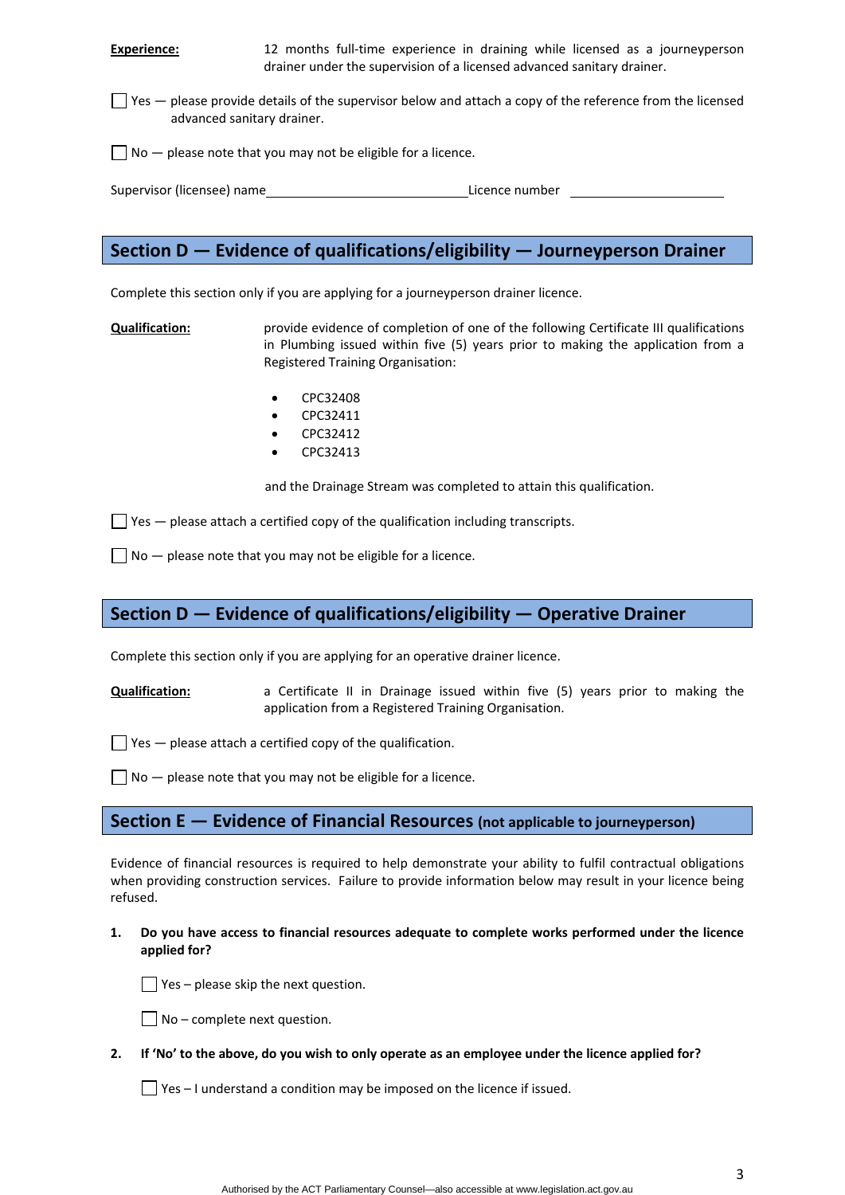**Experience:** 12 months full-time experience in draining while licensed as a journeyperson drainer under the supervision of a licensed advanced sanitary drainer.

☐ Yes — please provide details of the supervisor below and attach a copy of the reference from the licensed advanced sanitary drainer.

☐ No — please note that you may not be eligible for a licence.

Supervisor (licensee) name ______________________ Licence number ______________________

## Section D — Evidence of qualifications/eligibility — Journeyperson Drainer

Complete this section only if you are applying for a journeyperson drainer licence.

**Qualification:** provide evidence of completion of one of the following Certificate III qualifications in Plumbing issued within five (5) years prior to making the application from a Registered Training Organisation:

- CPC32408
- CPC32411
- CPC32412
- CPC32413

and the Drainage Stream was completed to attain this qualification.

☐ Yes — please attach a certified copy of the qualification including transcripts.

☐ No — please note that you may not be eligible for a licence.

## Section D — Evidence of qualifications/eligibility — Operative Drainer

Complete this section only if you are applying for an operative drainer licence.

**Qualification:** a Certificate II in Drainage issued within five (5) years prior to making the application from a Registered Training Organisation.

☐ Yes — please attach a certified copy of the qualification.

☐ No — please note that you may not be eligible for a licence.

## Section E — Evidence of Financial Resources (not applicable to journeyperson)

Evidence of financial resources is required to help demonstrate your ability to fulfil contractual obligations when providing construction services. Failure to provide information below may result in your licence being refused.

**1. Do you have access to financial resources adequate to complete works performed under the licence applied for?**

☐ Yes – please skip the next question.

☐ No – complete next question.

**2. If 'No' to the above, do you wish to only operate as an employee under the licence applied for?**

☐ Yes – I understand a condition may be imposed on the licence if issued.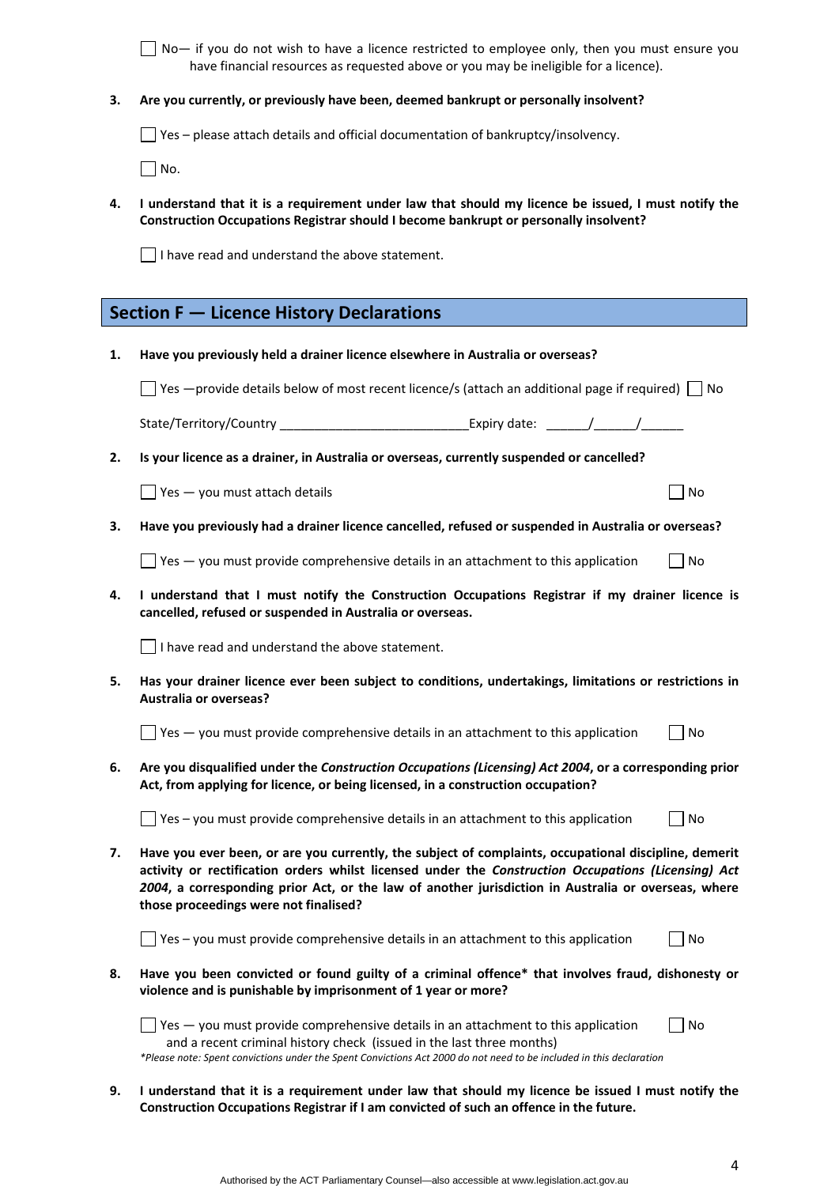☐ No— if you do not wish to have a licence restricted to employee only, then you must ensure you have financial resources as requested above or you may be ineligible for a licence).

**3. Are you currently, or previously have been, deemed bankrupt or personally insolvent?**

☐ Yes – please attach details and official documentation of bankruptcy/insolvency.

☐ No.

**4. I understand that it is a requirement under law that should my licence be issued, I must notify the Construction Occupations Registrar should I become bankrupt or personally insolvent?**

☐ I have read and understand the above statement.

## Section F — Licence History Declarations

**1. Have you previously held a drainer licence elsewhere in Australia or overseas?**

☐ Yes —provide details below of most recent licence/s (attach an additional page if required) ☐ No

State/Territory/Country ___________________________ Expiry date: ______/______/______

**2. Is your licence as a drainer, in Australia or overseas, currently suspended or cancelled?**

☐ Yes — you must attach details ☐ No

**3. Have you previously had a drainer licence cancelled, refused or suspended in Australia or overseas?**

☐ Yes — you must provide comprehensive details in an attachment to this application ☐ No

**4. I understand that I must notify the Construction Occupations Registrar if my drainer licence is cancelled, refused or suspended in Australia or overseas.**

☐ I have read and understand the above statement.

**5. Has your drainer licence ever been subject to conditions, undertakings, limitations or restrictions in Australia or overseas?**

☐ Yes — you must provide comprehensive details in an attachment to this application ☐ No

**6. Are you disqualified under the *Construction Occupations (Licensing) Act 2004*, or a corresponding prior Act, from applying for licence, or being licensed, in a construction occupation?**

☐ Yes – you must provide comprehensive details in an attachment to this application ☐ No

**7. Have you ever been, or are you currently, the subject of complaints, occupational discipline, demerit activity or rectification orders whilst licensed under the *Construction Occupations (Licensing) Act 2004*, a corresponding prior Act, or the law of another jurisdiction in Australia or overseas, where those proceedings were not finalised?**

☐ Yes – you must provide comprehensive details in an attachment to this application ☐ No

**8. Have you been convicted or found guilty of a criminal offence* that involves fraud, dishonesty or violence and is punishable by imprisonment of 1 year or more?**

☐ Yes — you must provide comprehensive details in an attachment to this application and a recent criminal history check (issued in the last three months) ☐ No

*\*Please note: Spent convictions under the Spent Convictions Act 2000 do not need to be included in this declaration*

**9. I understand that it is a requirement under law that should my licence be issued I must notify the Construction Occupations Registrar if I am convicted of such an offence in the future.**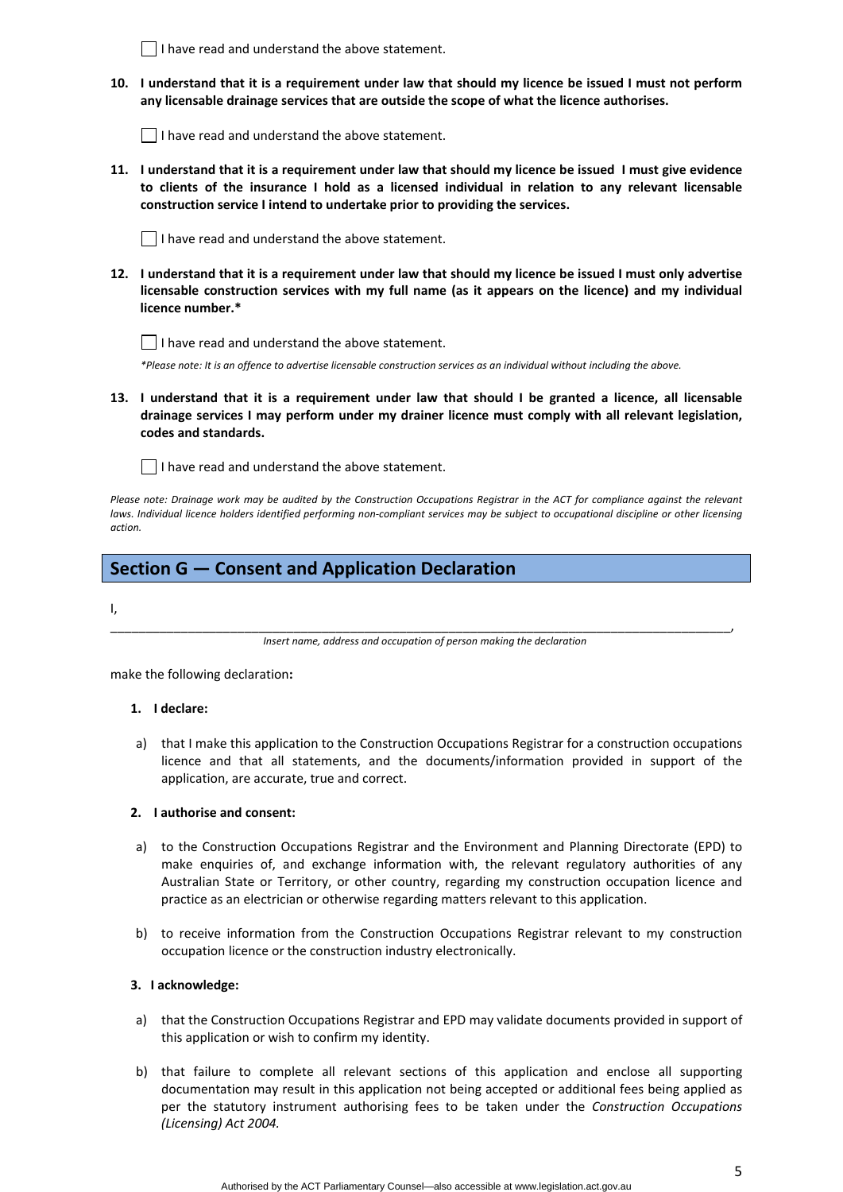☐ I have read and understand the above statement.

**10. I understand that it is a requirement under law that should my licence be issued I must not perform any licensable drainage services that are outside the scope of what the licence authorises.**

☐ I have read and understand the above statement.

**11. I understand that it is a requirement under law that should my licence be issued I must give evidence to clients of the insurance I hold as a licensed individual in relation to any relevant licensable construction service I intend to undertake prior to providing the services.**

☐ I have read and understand the above statement.

**12. I understand that it is a requirement under law that should my licence be issued I must only advertise licensable construction services with my full name (as it appears on the licence) and my individual licence number.***

☐ I have read and understand the above statement.

*\*Please note: It is an offence to advertise licensable construction services as an individual without including the above.*

**13. I understand that it is a requirement under law that should I be granted a licence, all licensable drainage services I may perform under my drainer licence must comply with all relevant legislation, codes and standards.**

☐ I have read and understand the above statement.

*Please note: Drainage work may be audited by the Construction Occupations Registrar in the ACT for compliance against the relevant laws. Individual licence holders identified performing non-compliant services may be subject to occupational discipline or other licensing action.*

## Section G — Consent and Application Declaration

I,

_______________________________________________________________________________________,

*Insert name, address and occupation of person making the declaration*

make the following declaration**:**

**1. I declare:**

a) that I make this application to the Construction Occupations Registrar for a construction occupations licence and that all statements, and the documents/information provided in support of the application, are accurate, true and correct.

**2. I authorise and consent:**

a) to the Construction Occupations Registrar and the Environment and Planning Directorate (EPD) to make enquiries of, and exchange information with, the relevant regulatory authorities of any Australian State or Territory, or other country, regarding my construction occupation licence and practice as an electrician or otherwise regarding matters relevant to this application.

b) to receive information from the Construction Occupations Registrar relevant to my construction occupation licence or the construction industry electronically.

**3. I acknowledge:**

a) that the Construction Occupations Registrar and EPD may validate documents provided in support of this application or wish to confirm my identity.

b) that failure to complete all relevant sections of this application and enclose all supporting documentation may result in this application not being accepted or additional fees being applied as per the statutory instrument authorising fees to be taken under the *Construction Occupations (Licensing) Act 2004.*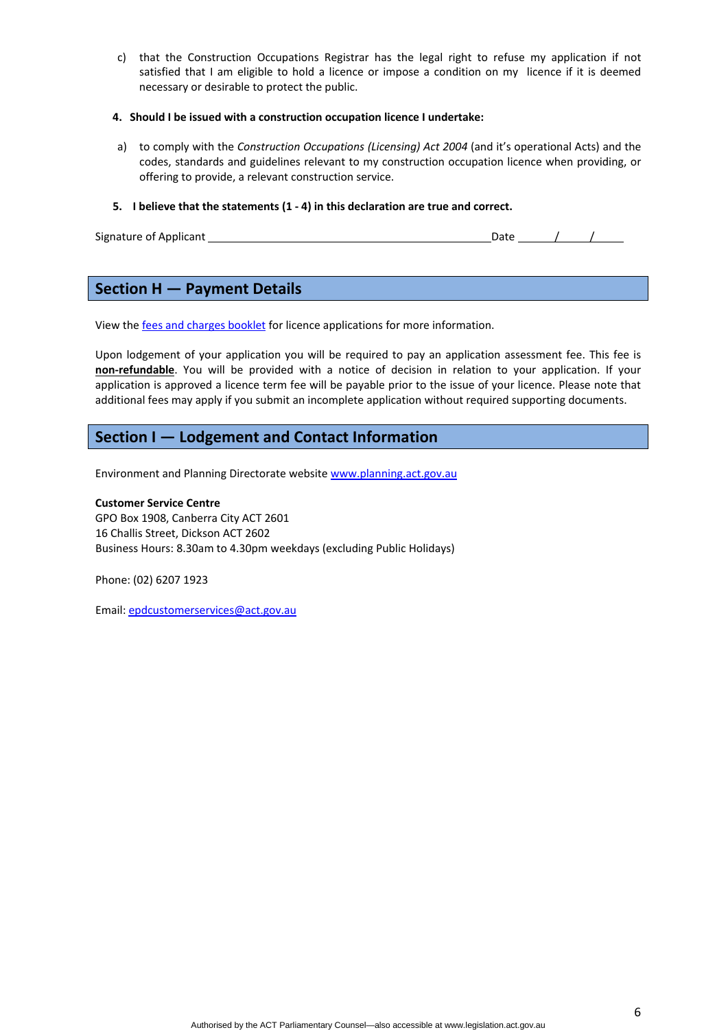c) that the Construction Occupations Registrar has the legal right to refuse my application if not satisfied that I am eligible to hold a licence or impose a condition on my licence if it is deemed necessary or desirable to protect the public.

**4. Should I be issued with a construction occupation licence I undertake:**

a) to comply with the *Construction Occupations (Licensing) Act 2004* (and it's operational Acts) and the codes, standards and guidelines relevant to my construction occupation licence when providing, or offering to provide, a relevant construction service.

**5. I believe that the statements (1 - 4) in this declaration are true and correct.**

Signature of Applicant \_\_\_\_\_\_\_\_\_\_\_\_\_\_\_\_\_\_\_\_\_\_\_\_\_\_\_\_\_\_\_\_\_\_\_\_\_\_\_\_\_\_ Date \_\_\_\_/\_\_\_\_/\_\_\_\_

## Section H — Payment Details

View the fees and charges booklet for licence applications for more information.

Upon lodgement of your application you will be required to pay an application assessment fee. This fee is **non-refundable**. You will be provided with a notice of decision in relation to your application. If your application is approved a licence term fee will be payable prior to the issue of your licence. Please note that additional fees may apply if you submit an incomplete application without required supporting documents.

## Section I — Lodgement and Contact Information

Environment and Planning Directorate website www.planning.act.gov.au

**Customer Service Centre**
GPO Box 1908, Canberra City ACT 2601
16 Challis Street, Dickson ACT 2602
Business Hours: 8.30am to 4.30pm weekdays (excluding Public Holidays)

Phone: (02) 6207 1923

Email: epdcustomerservices@act.gov.au